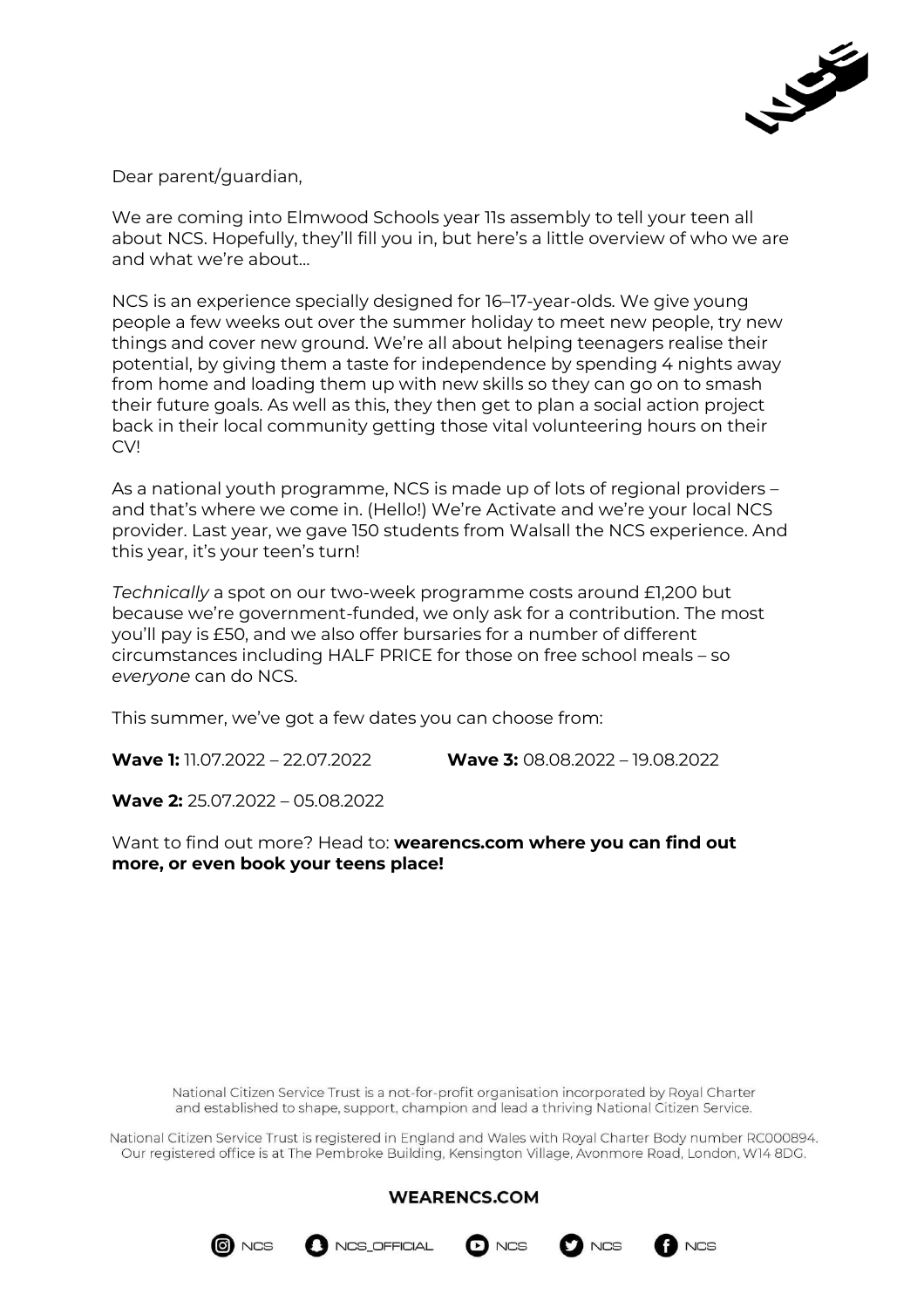Dear parent/guardian,

We are coming into Elmwood Schools year 11s assembly to tell your teen all about NCS. Hopefully, they'll fill you in, but here's a little overview of who we are and what we're about...

NCS is an experience specially designed for 16–17-year-olds. We give young people a few weeks out over the summer holiday to meet new people, try new things and cover new ground. We're all about helping teenagers realise their potential, by giving them a taste for independence by spending 4 nights away from home and loading them up with new skills so they can go on to smash their future goals. As well as this, they then get to plan a social action project back in their local community getting those vital volunteering hours on their CV!

As a national youth programme, NCS is made up of lots of regional providers – and that's where we come in. (Hello!) We're Activate and we're your local NCS provider. Last year, we gave 150 students from Walsall the NCS experience. And this year, it's your teen's turn!

*Technically* a spot on our two-week programme costs around £1,200 but because we're government-funded, we only ask for a contribution. The most you'll pay is £50, and we also offer bursaries for a number of different circumstances including HALF PRICE for those on free school meals – so *everyone* can do NCS.

This summer, we've got a few dates you can choose from:

**Wave 1:** 11.07.2022 – 22.07.2022

**Wave 2:** 25.07.2022 – 05.08.2022

**Wave 3:** 08.08.2022 – 19.08.2022

Want to find out more? Head to: **wearencs.com where you can find out more, or even book your teens place!**

National Citizen Service Trust is a not-for-profit organisation incorporated by Royal Charter and established to shape, support, champion and lead a thriving National Citizen Service.

National Citizen Service Trust is registered in England and Wales with Royal Charter Body number RC000894. Our registered office is at The Pembroke Building, Kensington Village, Avonmore Road, London, W14 8DG.

**WEARENCS.COM**

NCS NCS_OFFICIAL NCS NCS NCS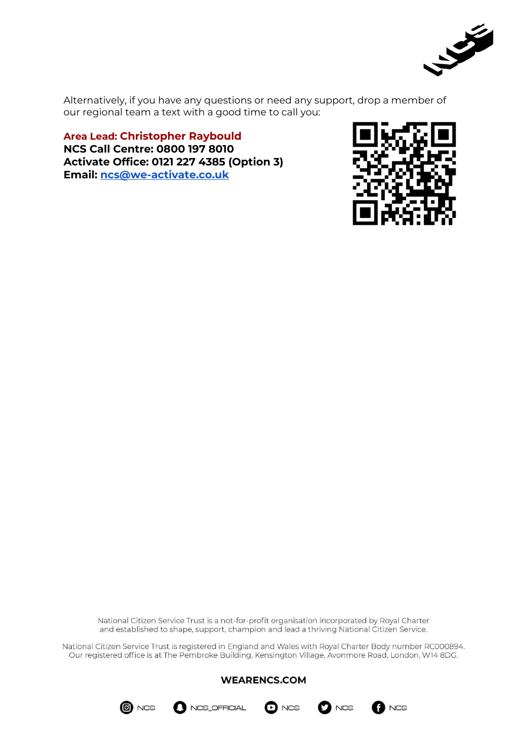Alternatively, if you have any questions or need any support, drop a member of our regional team a text with a good time to call you:

**Area Lead: Christopher Raybould**
**NCS Call Centre: 0800 197 8010**
**Activate Office: 0121 227 4385 (Option 3)**
**Email: [ncs@we-activate.co.uk](mailto:ncs@we-activate.co.uk)**

National Citizen Service Trust is a not-for-profit organisation incorporated by Royal Charter and established to shape, support, champion and lead a thriving National Citizen Service.

National Citizen Service Trust is registered in England and Wales with Royal Charter Body number RC000894. Our registered office is at The Pembroke Building, Kensington Village, Avonmore Road, London, W14 8DG.

**WEARENCS.COM**

NCS NCS_OFFICIAL NCS NCS NCS